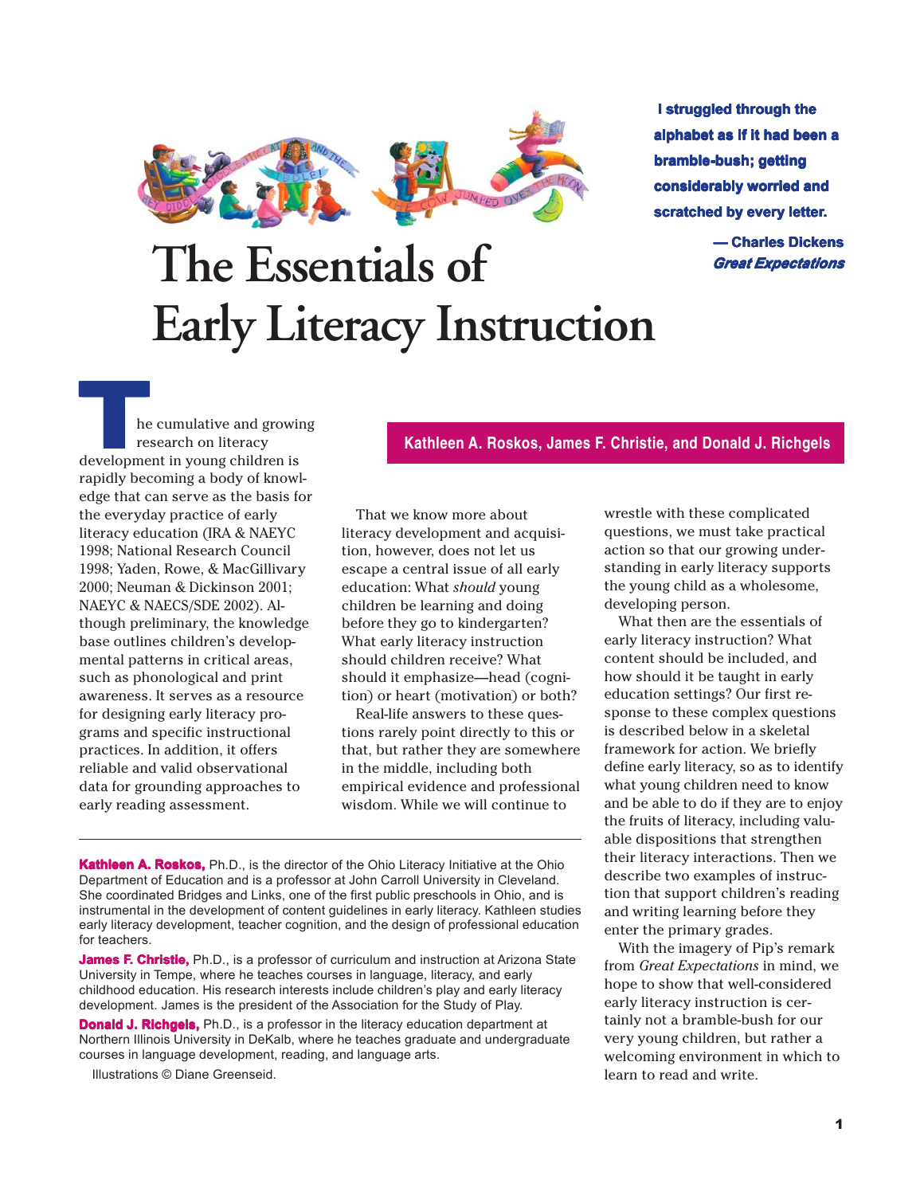# The Essentials of Early Literacy Instruction

> **I struggled through the alphabet as if it had been a bramble-bush; getting considerably worried and scratched by every letter.**
>
> **— Charles Dickens** ***Great Expectations***

**Kathleen A. Roskos, James F. Christie, and Donald J. Richgels**

The cumulative and growing research on literacy development in young children is rapidly becoming a body of knowledge that can serve as the basis for the everyday practice of early literacy education (IRA & NAEYC 1998; National Research Council 1998; Yaden, Rowe, & MacGillivary 2000; Neuman & Dickinson 2001; NAEYC & NAECS/SDE 2002). Although preliminary, the knowledge base outlines children's developmental patterns in critical areas, such as phonological and print awareness. It serves as a resource for designing early literacy programs and specific instructional practices. In addition, it offers reliable and valid observational data for grounding approaches to early reading assessment.

That we know more about literacy development and acquisition, however, does not let us escape a central issue of all early education: What *should* young children be learning and doing before they go to kindergarten? What early literacy instruction should children receive? What should it emphasize—head (cognition) or heart (motivation) or both?

Real-life answers to these questions rarely point directly to this or that, but rather they are somewhere in the middle, including both empirical evidence and professional wisdom. While we will continue to wrestle with these complicated questions, we must take practical action so that our growing understanding in early literacy supports the young child as a wholesome, developing person.

What then are the essentials of early literacy instruction? What content should be included, and how should it be taught in early education settings? Our first response to these complex questions is described below in a skeletal framework for action. We briefly define early literacy, so as to identify what young children need to know and be able to do if they are to enjoy the fruits of literacy, including valuable dispositions that strengthen their literacy interactions. Then we describe two examples of instruction that support children's reading and writing learning before they enter the primary grades.

With the imagery of Pip's remark from *Great Expectations* in mind, we hope to show that well-considered early literacy instruction is certainly not a bramble-bush for our very young children, but rather a welcoming environment in which to learn to read and write.

---

**Kathleen A. Roskos,** Ph.D., is the director of the Ohio Literacy Initiative at the Ohio Department of Education and is a professor at John Carroll University in Cleveland. She coordinated Bridges and Links, one of the first public preschools in Ohio, and is instrumental in the development of content guidelines in early literacy. Kathleen studies early literacy development, teacher cognition, and the design of professional education for teachers.

**James F. Christie,** Ph.D., is a professor of curriculum and instruction at Arizona State University in Tempe, where he teaches courses in language, literacy, and early childhood education. His research interests include children's play and early literacy development. James is the president of the Association for the Study of Play.

**Donald J. Richgels,** Ph.D., is a professor in the literacy education department at Northern Illinois University in DeKalb, where he teaches graduate and undergraduate courses in language development, reading, and language arts.

Illustrations © Diane Greenseid.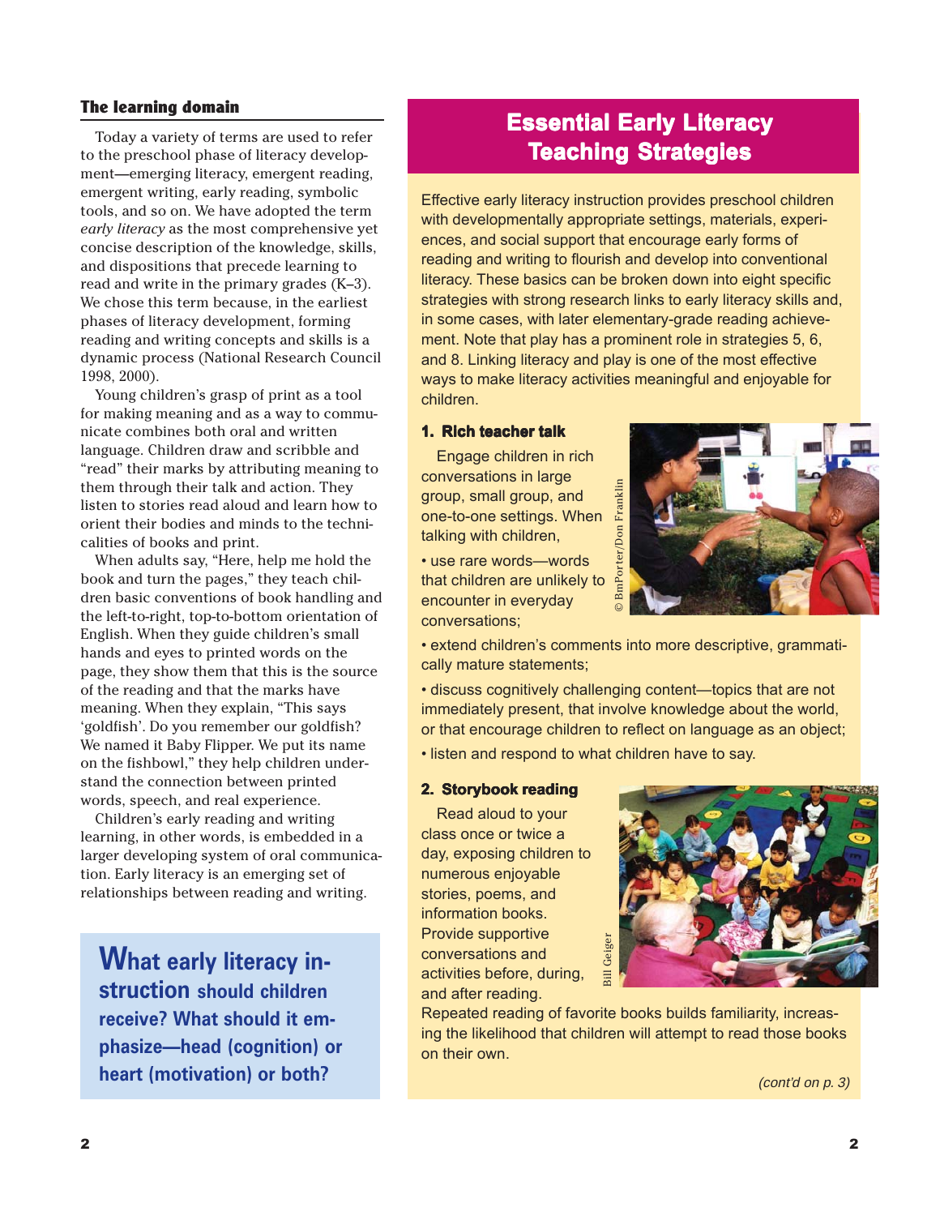## The learning domain

Today a variety of terms are used to refer to the preschool phase of literacy development—emerging literacy, emergent reading, emergent writing, early reading, symbolic tools, and so on. We have adopted the term *early literacy* as the most comprehensive yet concise description of the knowledge, skills, and dispositions that precede learning to read and write in the primary grades (K–3). We chose this term because, in the earliest phases of literacy development, forming reading and writing concepts and skills is a dynamic process (National Research Council 1998, 2000).

Young children's grasp of print as a tool for making meaning and as a way to communicate combines both oral and written language. Children draw and scribble and "read" their marks by attributing meaning to them through their talk and action. They listen to stories read aloud and learn how to orient their bodies and minds to the technicalities of books and print.

When adults say, "Here, help me hold the book and turn the pages," they teach children basic conventions of book handling and the left-to-right, top-to-bottom orientation of English. When they guide children's small hands and eyes to printed words on the page, they show them that this is the source of the reading and that the marks have meaning. When they explain, "This says 'goldfish'. Do you remember our goldfish? We named it Baby Flipper. We put its name on the fishbowl," they help children understand the connection between printed words, speech, and real experience.

Children's early reading and writing learning, in other words, is embedded in a larger developing system of oral communication. Early literacy is an emerging set of relationships between reading and writing.

**What early literacy instruction should children receive? What should it emphasize—head (cognition) or heart (motivation) or both?**

## Essential Early Literacy Teaching Strategies

Effective early literacy instruction provides preschool children with developmentally appropriate settings, materials, experiences, and social support that encourage early forms of reading and writing to flourish and develop into conventional literacy. These basics can be broken down into eight specific strategies with strong research links to early literacy skills and, in some cases, with later elementary-grade reading achievement. Note that play has a prominent role in strategies 5, 6, and 8. Linking literacy and play is one of the most effective ways to make literacy activities meaningful and enjoyable for children.

### 1. Rich teacher talk

Engage children in rich conversations in large group, small group, and one-to-one settings. When talking with children,

- use rare words—words that children are unlikely to encounter in everyday conversations;
- extend children's comments into more descriptive, grammatically mature statements;
- discuss cognitively challenging content—topics that are not immediately present, that involve knowledge about the world, or that encourage children to reflect on language as an object;
- listen and respond to what children have to say.

© BmPorter/Don Franklin

### 2. Storybook reading

Read aloud to your class once or twice a day, exposing children to numerous enjoyable stories, poems, and information books. Provide supportive conversations and activities before, during, and after reading. Repeated reading of favorite books builds familiarity, increasing the likelihood that children will attempt to read those books on their own.

Bill Geiger

*(cont'd on p. 3)*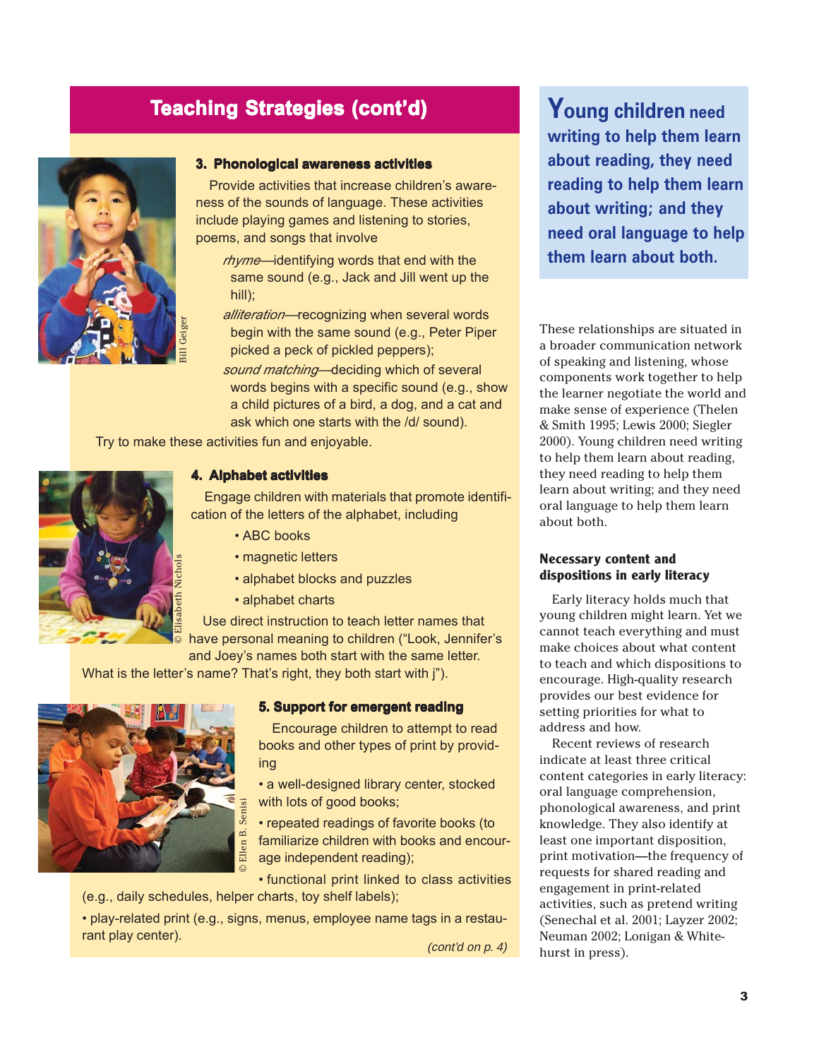## Teaching Strategies (cont'd)

**3. Phonological awareness activities**

Provide activities that increase children's awareness of the sounds of language. These activities include playing games and listening to stories, poems, and songs that involve

*rhyme*—identifying words that end with the same sound (e.g., Jack and Jill went up the hill);

*alliteration*—recognizing when several words begin with the same sound (e.g., Peter Piper picked a peck of pickled peppers);

*sound matching*—deciding which of several words begins with a specific sound (e.g., show a child pictures of a bird, a dog, and a cat and ask which one starts with the /d/ sound).

Try to make these activities fun and enjoyable.

**4. Alphabet activities**

Engage children with materials that promote identification of the letters of the alphabet, including

- ABC books
- magnetic letters
- alphabet blocks and puzzles
- alphabet charts

Use direct instruction to teach letter names that have personal meaning to children ("Look, Jennifer's and Joey's names both start with the same letter. What is the letter's name? That's right, they both start with j").

**5. Support for emergent reading**

Encourage children to attempt to read books and other types of print by providing

- a well-designed library center, stocked with lots of good books;
- repeated readings of favorite books (to familiarize children with books and encourage independent reading);
- functional print linked to class activities (e.g., daily schedules, helper charts, toy shelf labels);
- play-related print (e.g., signs, menus, employee name tags in a restaurant play center).

*(cont'd on p. 4)*

**Young children need writing to help them learn about reading, they need reading to help them learn about writing; and they need oral language to help them learn about both.**

These relationships are situated in a broader communication network of speaking and listening, whose components work together to help the learner negotiate the world and make sense of experience (Thelen & Smith 1995; Lewis 2000; Siegler 2000). Young children need writing to help them learn about reading, they need reading to help them learn about writing; and they need oral language to help them learn about both.

### Necessary content and dispositions in early literacy

Early literacy holds much that young children might learn. Yet we cannot teach everything and must make choices about what content to teach and which dispositions to encourage. High-quality research provides our best evidence for setting priorities for what to address and how.

Recent reviews of research indicate at least three critical content categories in early literacy: oral language comprehension, phonological awareness, and print knowledge. They also identify at least one important disposition, print motivation—the frequency of requests for shared reading and engagement in print-related activities, such as pretend writing (Senechal et al. 2001; Layzer 2002; Neuman 2002; Lonigan & Whitehurst in press).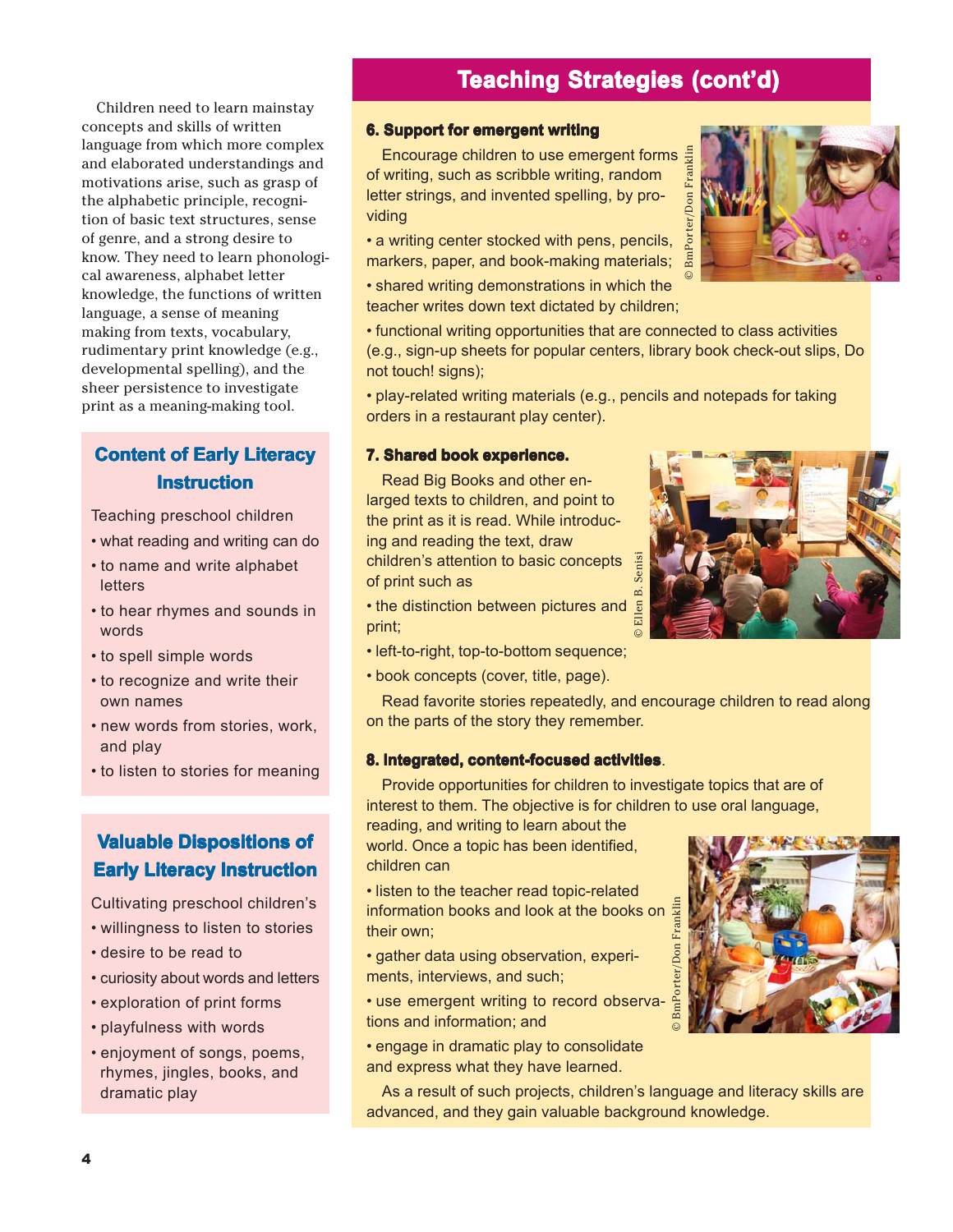Children need to learn mainstay concepts and skills of written language from which more complex and elaborated understandings and motivations arise, such as grasp of the alphabetic principle, recognition of basic text structures, sense of genre, and a strong desire to know. They need to learn phonological awareness, alphabet letter knowledge, the functions of written language, a sense of meaning making from texts, vocabulary, rudimentary print knowledge (e.g., developmental spelling), and the sheer persistence to investigate print as a meaning-making tool.

## Content of Early Literacy Instruction

Teaching preschool children

- what reading and writing can do
- to name and write alphabet letters
- to hear rhymes and sounds in words
- to spell simple words
- to recognize and write their own names
- new words from stories, work, and play
- to listen to stories for meaning

## Valuable Dispositions of Early Literacy Instruction

Cultivating preschool children's

- willingness to listen to stories
- desire to be read to
- curiosity about words and letters
- exploration of print forms
- playfulness with words
- enjoyment of songs, poems, rhymes, jingles, books, and dramatic play

## Teaching Strategies (cont'd)

### 6. Support for emergent writing

Encourage children to use emergent forms of writing, such as scribble writing, random letter strings, and invented spelling, by providing

- a writing center stocked with pens, pencils, markers, paper, and book-making materials;
- shared writing demonstrations in which the teacher writes down text dictated by children;
- functional writing opportunities that are connected to class activities (e.g., sign-up sheets for popular centers, library book check-out slips, Do not touch! signs);
- play-related writing materials (e.g., pencils and notepads for taking orders in a restaurant play center).

© BmPorter/Don Franklin

### 7. Shared book experience.

Read Big Books and other enlarged texts to children, and point to the print as it is read. While introducing and reading the text, draw children's attention to basic concepts of print such as

- the distinction between pictures and print;
- left-to-right, top-to-bottom sequence;
- book concepts (cover, title, page).

Read favorite stories repeatedly, and encourage children to read along on the parts of the story they remember.

© Ellen B. Senisi

### 8. Integrated, content-focused activities.

Provide opportunities for children to investigate topics that are of interest to them. The objective is for children to use oral language, reading, and writing to learn about the world. Once a topic has been identified, children can

- listen to the teacher read topic-related information books and look at the books on their own;
- gather data using observation, experiments, interviews, and such;
- use emergent writing to record observations and information; and
- engage in dramatic play to consolidate and express what they have learned.

As a result of such projects, children's language and literacy skills are advanced, and they gain valuable background knowledge.

© BmPorter/Don Franklin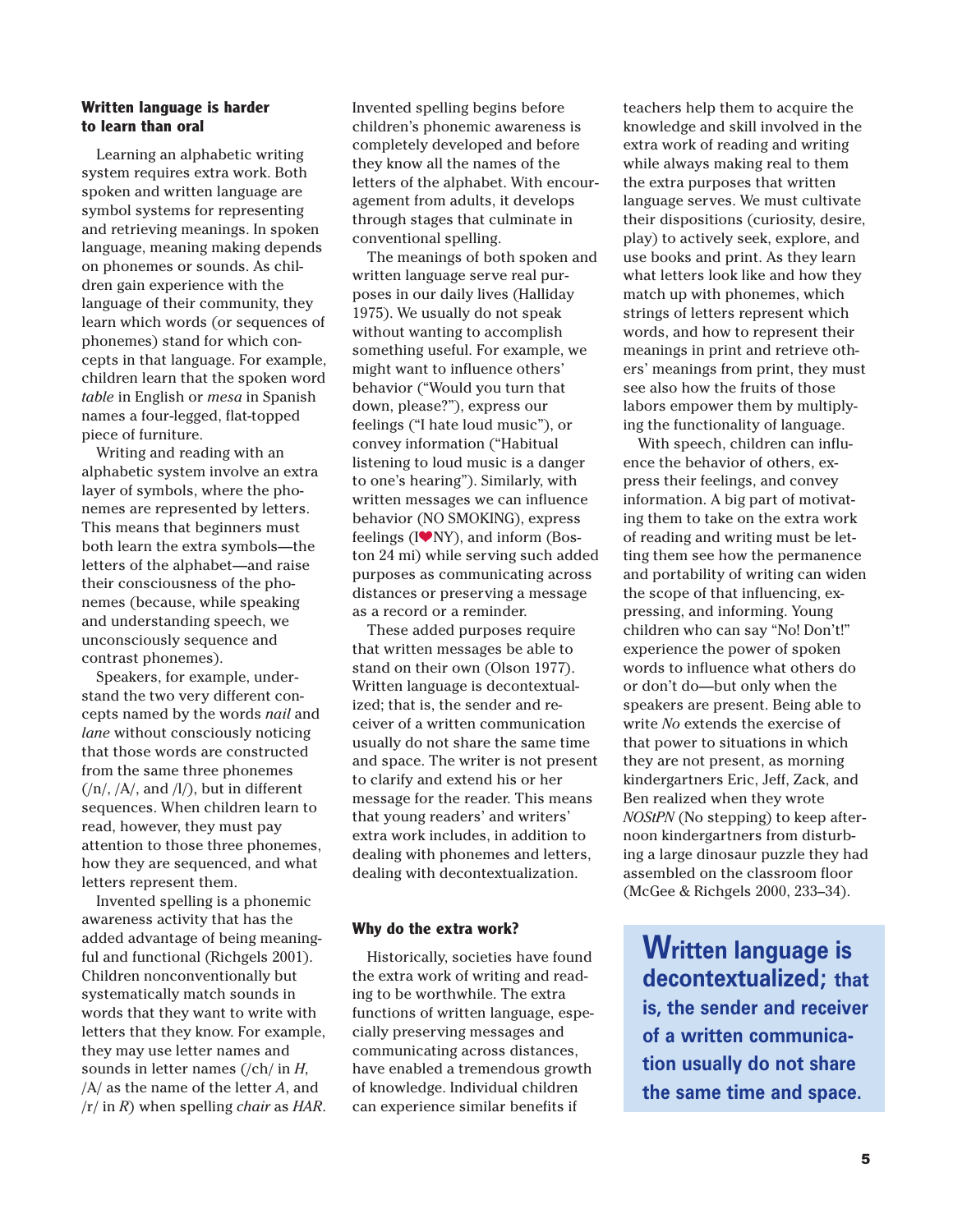### Written language is harder to learn than oral

Learning an alphabetic writing system requires extra work. Both spoken and written language are symbol systems for representing and retrieving meanings. In spoken language, meaning making depends on phonemes or sounds. As children gain experience with the language of their community, they learn which words (or sequences of phonemes) stand for which concepts in that language. For example, children learn that the spoken word *table* in English or *mesa* in Spanish names a four-legged, flat-topped piece of furniture.

Writing and reading with an alphabetic system involve an extra layer of symbols, where the phonemes are represented by letters. This means that beginners must both learn the extra symbols—the letters of the alphabet—and raise their consciousness of the phonemes (because, while speaking and understanding speech, we unconsciously sequence and contrast phonemes).

Speakers, for example, understand the two very different concepts named by the words *nail* and *lane* without consciously noticing that those words are constructed from the same three phonemes (/n/, /A/, and /l/), but in different sequences. When children learn to read, however, they must pay attention to those three phonemes, how they are sequenced, and what letters represent them.

Invented spelling is a phonemic awareness activity that has the added advantage of being meaningful and functional (Richgels 2001). Children nonconventionally but systematically match sounds in words that they want to write with letters that they know. For example, they may use letter names and sounds in letter names (/ch/ in *H*, /A/ as the name of the letter *A*, and /r/ in *R*) when spelling *chair* as *HAR*. Invented spelling begins before children's phonemic awareness is completely developed and before they know all the names of the letters of the alphabet. With encouragement from adults, it develops through stages that culminate in conventional spelling.

The meanings of both spoken and written language serve real purposes in our daily lives (Halliday 1975). We usually do not speak without wanting to accomplish something useful. For example, we might want to influence others' behavior ("Would you turn that down, please?"), express our feelings ("I hate loud music"), or convey information ("Habitual listening to loud music is a danger to one's hearing"). Similarly, with written messages we can influence behavior (NO SMOKING), express feelings (I❤NY), and inform (Boston 24 mi) while serving such added purposes as communicating across distances or preserving a message as a record or a reminder.

These added purposes require that written messages be able to stand on their own (Olson 1977). Written language is decontextualized; that is, the sender and receiver of a written communication usually do not share the same time and space. The writer is not present to clarify and extend his or her message for the reader. This means that young readers' and writers' extra work includes, in addition to dealing with phonemes and letters, dealing with decontextualization.

### Why do the extra work?

Historically, societies have found the extra work of writing and reading to be worthwhile. The extra functions of written language, especially preserving messages and communicating across distances, have enabled a tremendous growth of knowledge. Individual children can experience similar benefits if teachers help them to acquire the knowledge and skill involved in the extra work of reading and writing while always making real to them the extra purposes that written language serves. We must cultivate their dispositions (curiosity, desire, play) to actively seek, explore, and use books and print. As they learn what letters look like and how they match up with phonemes, which strings of letters represent which words, and how to represent their meanings in print and retrieve others' meanings from print, they must see also how the fruits of those labors empower them by multiplying the functionality of language.

With speech, children can influence the behavior of others, express their feelings, and convey information. A big part of motivating them to take on the extra work of reading and writing must be letting them see how the permanence and portability of writing can widen the scope of that influencing, expressing, and informing. Young children who can say "No! Don't!" experience the power of spoken words to influence what others do or don't do—but only when the speakers are present. Being able to write *No* extends the exercise of that power to situations in which they are not present, as morning kindergartners Eric, Jeff, Zack, and Ben realized when they wrote *NOStPN* (No stepping) to keep afternoon kindergartners from disturbing a large dinosaur puzzle they had assembled on the classroom floor (McGee & Richgels 2000, 233–34).

**Written language is decontextualized; that is, the sender and receiver of a written communication usually do not share the same time and space.**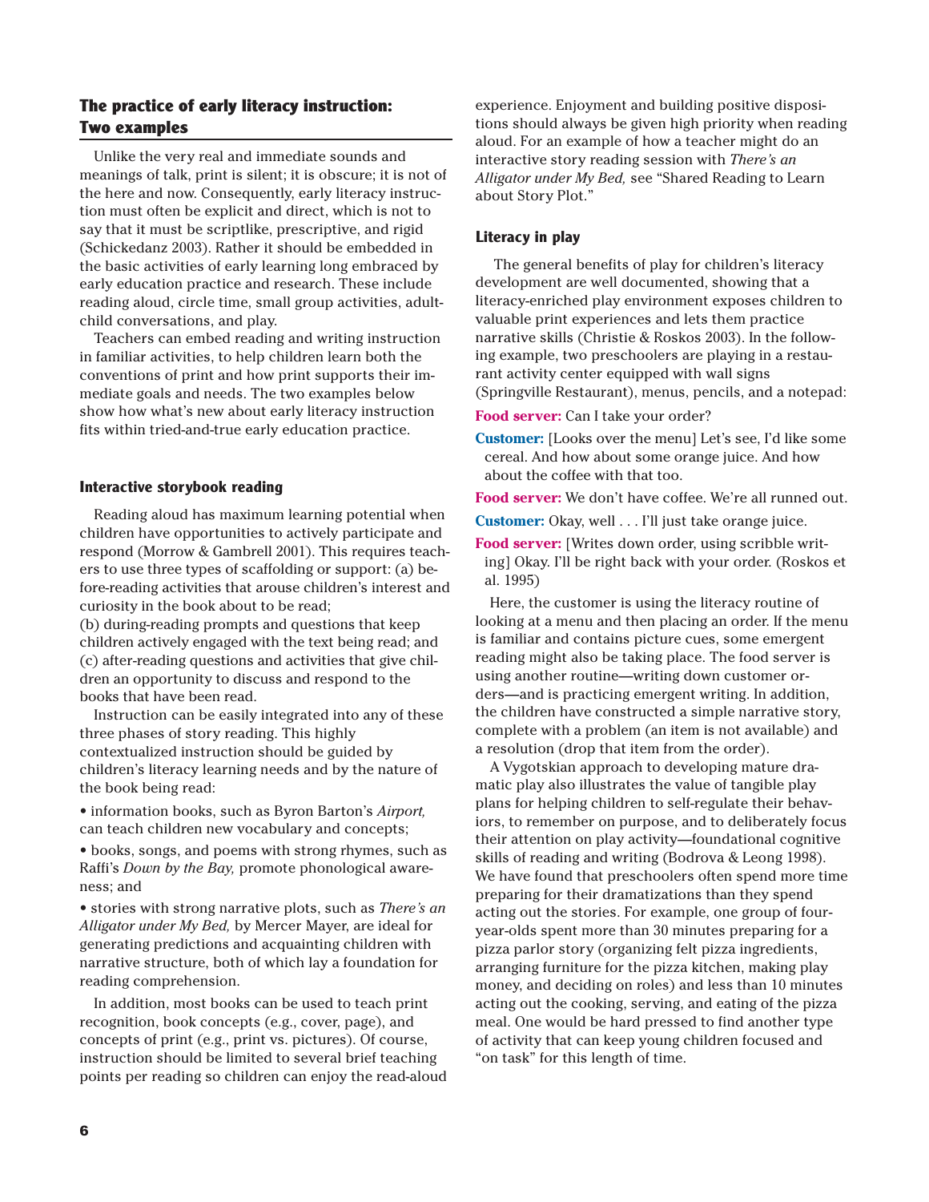## The practice of early literacy instruction: Two examples

Unlike the very real and immediate sounds and meanings of talk, print is silent; it is obscure; it is not of the here and now. Consequently, early literacy instruction must often be explicit and direct, which is not to say that it must be scriptlike, prescriptive, and rigid (Schickedanz 2003). Rather it should be embedded in the basic activities of early learning long embraced by early education practice and research. These include reading aloud, circle time, small group activities, adult-child conversations, and play.

Teachers can embed reading and writing instruction in familiar activities, to help children learn both the conventions of print and how print supports their immediate goals and needs. The two examples below show how what's new about early literacy instruction fits within tried-and-true early education practice.

### Interactive storybook reading

Reading aloud has maximum learning potential when children have opportunities to actively participate and respond (Morrow & Gambrell 2001). This requires teachers to use three types of scaffolding or support: (a) before-reading activities that arouse children's interest and curiosity in the book about to be read;
(b) during-reading prompts and questions that keep children actively engaged with the text being read; and (c) after-reading questions and activities that give children an opportunity to discuss and respond to the books that have been read.

Instruction can be easily integrated into any of these three phases of story reading. This highly contextualized instruction should be guided by children's literacy learning needs and by the nature of the book being read:

- information books, such as Byron Barton's *Airport,* can teach children new vocabulary and concepts;
- books, songs, and poems with strong rhymes, such as Raffi's *Down by the Bay,* promote phonological awareness; and
- stories with strong narrative plots, such as *There's an Alligator under My Bed,* by Mercer Mayer, are ideal for generating predictions and acquainting children with narrative structure, both of which lay a foundation for reading comprehension.

In addition, most books can be used to teach print recognition, book concepts (e.g., cover, page), and concepts of print (e.g., print vs. pictures). Of course, instruction should be limited to several brief teaching points per reading so children can enjoy the read-aloud experience. Enjoyment and building positive dispositions should always be given high priority when reading aloud. For an example of how a teacher might do an interactive story reading session with *There's an Alligator under My Bed,* see "Shared Reading to Learn about Story Plot."

### Literacy in play

The general benefits of play for children's literacy development are well documented, showing that a literacy-enriched play environment exposes children to valuable print experiences and lets them practice narrative skills (Christie & Roskos 2003). In the following example, two preschoolers are playing in a restaurant activity center equipped with wall signs (Springville Restaurant), menus, pencils, and a notepad:

**Food server:** Can I take your order?

**Customer:** [Looks over the menu] Let's see, I'd like some cereal. And how about some orange juice. And how about the coffee with that too.

**Food server:** We don't have coffee. We're all runned out.

**Customer:** Okay, well . . . I'll just take orange juice.

**Food server:** [Writes down order, using scribble writing] Okay. I'll be right back with your order. (Roskos et al. 1995)

Here, the customer is using the literacy routine of looking at a menu and then placing an order. If the menu is familiar and contains picture cues, some emergent reading might also be taking place. The food server is using another routine—writing down customer orders—and is practicing emergent writing. In addition, the children have constructed a simple narrative story, complete with a problem (an item is not available) and a resolution (drop that item from the order).

A Vygotskian approach to developing mature dramatic play also illustrates the value of tangible play plans for helping children to self-regulate their behaviors, to remember on purpose, and to deliberately focus their attention on play activity—foundational cognitive skills of reading and writing (Bodrova & Leong 1998). We have found that preschoolers often spend more time preparing for their dramatizations than they spend acting out the stories. For example, one group of four-year-olds spent more than 30 minutes preparing for a pizza parlor story (organizing felt pizza ingredients, arranging furniture for the pizza kitchen, making play money, and deciding on roles) and less than 10 minutes acting out the cooking, serving, and eating of the pizza meal. One would be hard pressed to find another type of activity that can keep young children focused and "on task" for this length of time.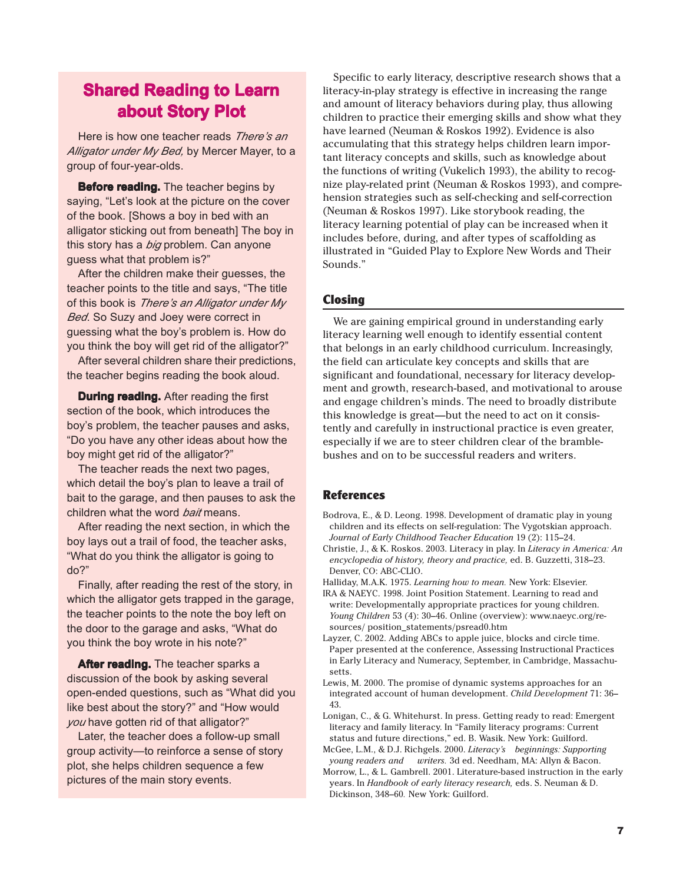## Shared Reading to Learn about Story Plot

Here is how one teacher reads *There's an Alligator under My Bed,* by Mercer Mayer, to a group of four-year-olds.

**Before reading.** The teacher begins by saying, "Let's look at the picture on the cover of the book. [Shows a boy in bed with an alligator sticking out from beneath] The boy in this story has a *big* problem. Can anyone guess what that problem is?"

After the children make their guesses, the teacher points to the title and says, "The title of this book is *There's an Alligator under My Bed*. So Suzy and Joey were correct in guessing what the boy's problem is. How do you think the boy will get rid of the alligator?"

After several children share their predictions, the teacher begins reading the book aloud.

**During reading.** After reading the first section of the book, which introduces the boy's problem, the teacher pauses and asks, "Do you have any other ideas about how the boy might get rid of the alligator?"

The teacher reads the next two pages, which detail the boy's plan to leave a trail of bait to the garage, and then pauses to ask the children what the word *bait* means.

After reading the next section, in which the boy lays out a trail of food, the teacher asks, "What do you think the alligator is going to do?"

Finally, after reading the rest of the story, in which the alligator gets trapped in the garage, the teacher points to the note the boy left on the door to the garage and asks, "What do you think the boy wrote in his note?"

**After reading.** The teacher sparks a discussion of the book by asking several open-ended questions, such as "What did you like best about the story?" and "How would *you* have gotten rid of that alligator?"

Later, the teacher does a follow-up small group activity—to reinforce a sense of story plot, she helps children sequence a few pictures of the main story events.

Specific to early literacy, descriptive research shows that a literacy-in-play strategy is effective in increasing the range and amount of literacy behaviors during play, thus allowing children to practice their emerging skills and show what they have learned (Neuman & Roskos 1992). Evidence is also accumulating that this strategy helps children learn important literacy concepts and skills, such as knowledge about the functions of writing (Vukelich 1993), the ability to recognize play-related print (Neuman & Roskos 1993), and comprehension strategies such as self-checking and self-correction (Neuman & Roskos 1997). Like storybook reading, the literacy learning potential of play can be increased when it includes before, during, and after types of scaffolding as illustrated in "Guided Play to Explore New Words and Their Sounds."

## Closing

We are gaining empirical ground in understanding early literacy learning well enough to identify essential content that belongs in an early childhood curriculum. Increasingly, the field can articulate key concepts and skills that are significant and foundational, necessary for literacy development and growth, research-based, and motivational to arouse and engage children's minds. The need to broadly distribute this knowledge is great—but the need to act on it consistently and carefully in instructional practice is even greater, especially if we are to steer children clear of the bramblebushes and on to be successful readers and writers.

## References

Bodrova, E., & D. Leong. 1998. Development of dramatic play in young children and its effects on self-regulation: The Vygotskian approach. *Journal of Early Childhood Teacher Education* 19 (2): 115–24.

Christie, J., & K. Roskos. 2003. Literacy in play. In *Literacy in America: An encyclopedia of history, theory and practice,* ed. B. Guzzetti, 318–23. Denver, CO: ABC-CLIO.

Halliday, M.A.K. 1975. *Learning how to mean.* New York: Elsevier.

IRA & NAEYC. 1998. Joint Position Statement. Learning to read and write: Developmentally appropriate practices for young children. *Young Children* 53 (4): 30–46. Online (overview): www.naeyc.org/resources/ position_statements/psread0.htm

Layzer, C. 2002. Adding ABCs to apple juice, blocks and circle time. Paper presented at the conference, Assessing Instructional Practices in Early Literacy and Numeracy, September, in Cambridge, Massachusetts.

Lewis, M. 2000. The promise of dynamic systems approaches for an integrated account of human development. *Child Development* 71: 36–43.

Lonigan, C., & G. Whitehurst. In press. Getting ready to read: Emergent literacy and family literacy. In "Family literacy programs: Current status and future directions," ed. B. Wasik. New York: Guilford.

McGee, L.M., & D.J. Richgels. 2000. *Literacy's beginnings: Supporting young readers and writers.* 3d ed. Needham, MA: Allyn & Bacon.

Morrow, L., & L. Gambrell. 2001. Literature-based instruction in the early years. In *Handbook of early literacy research,* eds. S. Neuman & D. Dickinson, 348–60. New York: Guilford.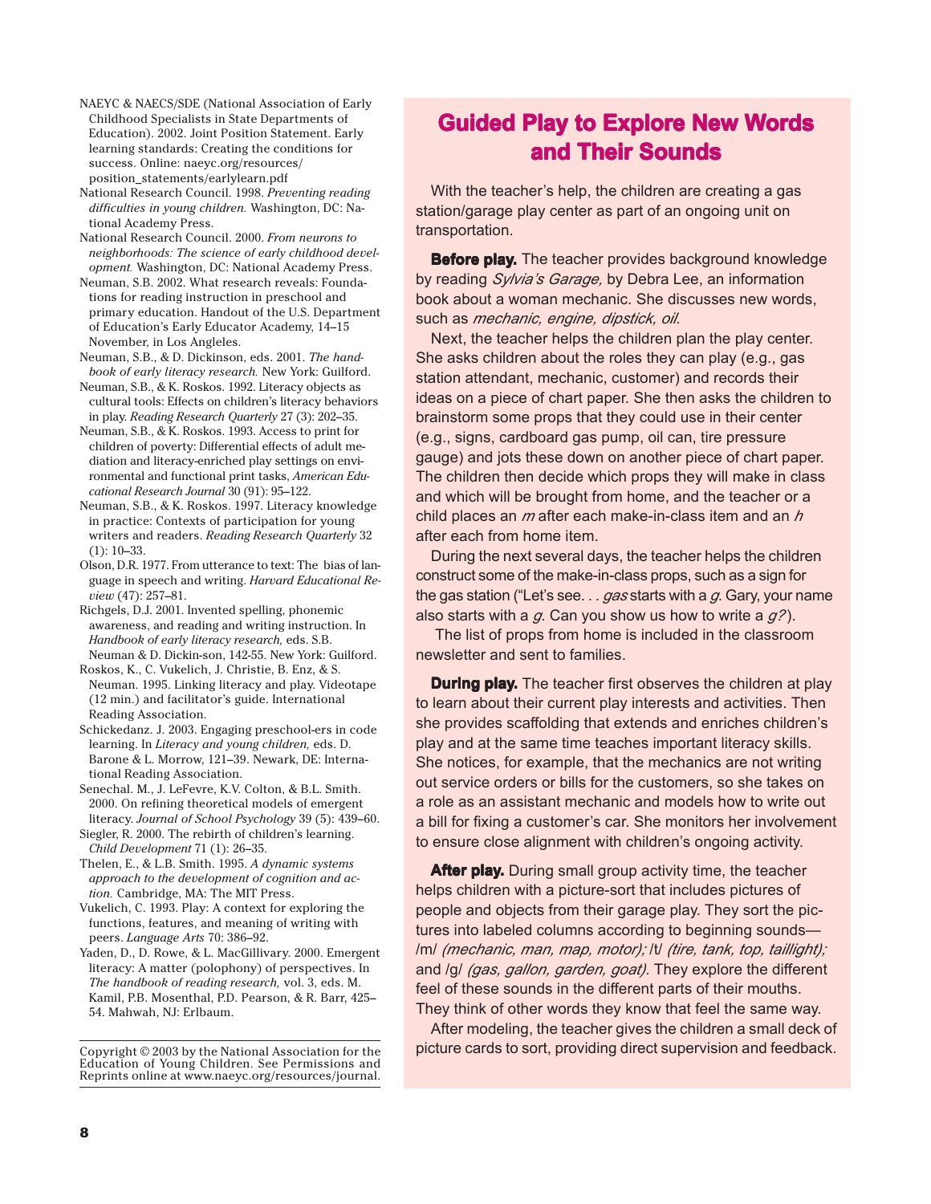NAEYC & NAECS/SDE (National Association of Early Childhood Specialists in State Departments of Education). 2002. Joint Position Statement. Early learning standards: Creating the conditions for success. Online: naeyc.org/resources/position_statements/earlylearn.pdf

National Research Council. 1998. *Preventing reading difficulties in young children.* Washington, DC: National Academy Press.

National Research Council. 2000. *From neurons to neighborhoods: The science of early childhood development.* Washington, DC: National Academy Press.

Neuman, S.B. 2002. What research reveals: Foundations for reading instruction in preschool and primary education. Handout of the U.S. Department of Education's Early Educator Academy, 14–15 November, in Los Angeles.

Neuman, S.B., & D. Dickinson, eds. 2001. *The handbook of early literacy research.* New York: Guilford.

Neuman, S.B., & K. Roskos. 1992. Literacy objects as cultural tools: Effects on children's literacy behaviors in play. *Reading Research Quarterly* 27 (3): 202–35.

Neuman, S.B., & K. Roskos. 1993. Access to print for children of poverty: Differential effects of adult mediation and literacy-enriched play settings on environmental and functional print tasks, *American Educational Research Journal* 30 (91): 95–122.

Neuman, S.B., & K. Roskos. 1997. Literacy knowledge in practice: Contexts of participation for young writers and readers. *Reading Research Quarterly* 32 (1): 10–33.

Olson, D.R. 1977. From utterance to text: The bias of language in speech and writing. *Harvard Educational Review* (47): 257–81.

Richgels, D.J. 2001. Invented spelling, phonemic awareness, and reading and writing instruction. In *Handbook of early literacy research,* eds. S.B. Neuman & D. Dickin-son, 142-55. New York: Guilford.

Roskos, K., C. Vukelich, J. Christie, B. Enz, & S. Neuman. 1995. Linking literacy and play. Videotape (12 min.) and facilitator's guide. International Reading Association.

Schickedanz. J. 2003. Engaging preschool-ers in code learning. In *Literacy and young children,* eds. D. Barone & L. Morrow, 121–39. Newark, DE: International Reading Association.

Senechal. M., J. LeFevre, K.V. Colton, & B.L. Smith. 2000. On refining theoretical models of emergent literacy. *Journal of School Psychology* 39 (5): 439–60.

Siegler, R. 2000. The rebirth of children's learning. *Child Development* 71 (1): 26–35.

Thelen, E., & L.B. Smith. 1995. *A dynamic systems approach to the development of cognition and action.* Cambridge, MA: The MIT Press.

Vukelich, C. 1993. Play: A context for exploring the functions, features, and meaning of writing with peers. *Language Arts* 70: 386–92.

Yaden, D., D. Rowe, & L. MacGillivary. 2000. Emergent literacy: A matter (polophony) of perspectives. In *The handbook of reading research,* vol. 3, eds. M. Kamil, P.B. Mosenthal, P.D. Pearson, & R. Barr, 425–54. Mahwah, NJ: Erlbaum.

Copyright © 2003 by the National Association for the Education of Young Children. See Permissions and Reprints online at www.naeyc.org/resources/journal.

## Guided Play to Explore New Words and Their Sounds

With the teacher's help, the children are creating a gas station/garage play center as part of an ongoing unit on transportation.

**Before play.** The teacher provides background knowledge by reading *Sylvia's Garage,* by Debra Lee, an information book about a woman mechanic. She discusses new words, such as *mechanic, engine, dipstick, oil.*

Next, the teacher helps the children plan the play center. She asks children about the roles they can play (e.g., gas station attendant, mechanic, customer) and records their ideas on a piece of chart paper. She then asks the children to brainstorm some props that they could use in their center (e.g., signs, cardboard gas pump, oil can, tire pressure gauge) and jots these down on another piece of chart paper. The children then decide which props they will make in class and which will be brought from home, and the teacher or a child places an *m* after each make-in-class item and an *h* after each from home item.

During the next several days, the teacher helps the children construct some of the make-in-class props, such as a sign for the gas station ("Let's see. . . *gas* starts with a *g*. Gary, your name also starts with a *g*. Can you show us how to write a *g?*).

The list of props from home is included in the classroom newsletter and sent to families.

**During play.** The teacher first observes the children at play to learn about their current play interests and activities. Then she provides scaffolding that extends and enriches children's play and at the same time teaches important literacy skills. She notices, for example, that the mechanics are not writing out service orders or bills for the customers, so she takes on a role as an assistant mechanic and models how to write out a bill for fixing a customer's car. She monitors her involvement to ensure close alignment with children's ongoing activity.

**After play.** During small group activity time, the teacher helps children with a picture-sort that includes pictures of people and objects from their garage play. They sort the pictures into labeled columns according to beginning sounds—/m/ *(mechanic, man, map, motor);* /t/ *(tire, tank, top, taillight);* and /g/ *(gas, gallon, garden, goat).* They explore the different feel of these sounds in the different parts of their mouths. They think of other words they know that feel the same way.

After modeling, the teacher gives the children a small deck of picture cards to sort, providing direct supervision and feedback.